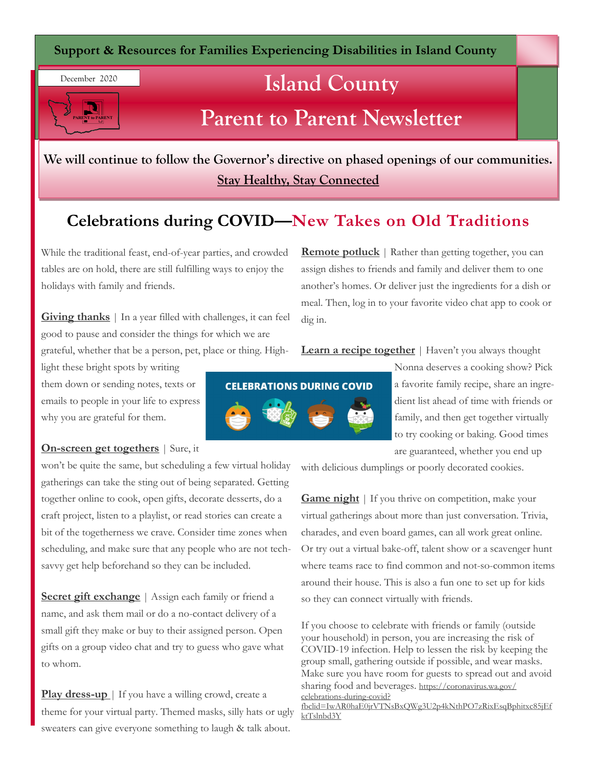**Support & Resources for Families Experiencing Disabilities in Island County**

December 2020

# Island County Parent to Parent Newsletter

**We will continue to follow the Governor's directive on phased openings of our communities.**

**Stay Healthy, Stay Connected**

## Celebrations during COVID—New Takes on Old Traditions

While the traditional feast, end-of-year parties, and crowded tables are on hold, there are still fulfilling ways to enjoy the holidays with family and friends.

**Giving thanks** | In a year filled with challenges, it can feel good to pause and consider the things for which we are grateful, whether that be a person, pet, place or thing. Highlight these bright spots by writing them down or sending notes, texts or emails to people in your life to express why you are grateful for them.

**On-screen get togethers** | Sure, it won't be quite the same, but scheduling a few virtual holiday gatherings can take the sting out of being separated. Getting together online to cook, open gifts, decorate desserts, do a craft project, listen to a playlist, or read stories can create a bit of the togetherness we crave. Consider time zones when scheduling, and make sure that any people who are not tech-savvy get help beforehand so they can be included.

**Secret gift exchange** | Assign each family or friend a name, and ask them mail or do a no-contact delivery of a small gift they make or buy to their assigned person. Open gifts on a group video chat and try to guess who gave what to whom.

**Play dress-up** | If you have a willing crowd, create a theme for your virtual party. Themed masks, silly hats or ugly sweaters can give everyone something to laugh & talk about.

**Remote potluck** | Rather than getting together, you can assign dishes to friends and family and deliver them to one another's homes. Or deliver just the ingredients for a dish or meal. Then, log in to your favorite video chat app to cook or dig in.

**Learn a recipe together** | Haven't you always thought Nonna deserves a cooking show? Pick a favorite family recipe, share an ingredient list ahead of time with friends or family, and then get together virtually to try cooking or baking. Good times are guaranteed, whether you end up with delicious dumplings or poorly decorated cookies.

**Game night** | If you thrive on competition, make your virtual gatherings about more than just conversation. Trivia, charades, and even board games, can all work great online. Or try out a virtual bake-off, talent show or a scavenger hunt where teams race to find common and not-so-common items around their house. This is also a fun one to set up for kids so they can connect virtually with friends.

If you choose to celebrate with friends or family (outside your household) in person, you are increasing the risk of COVID-19 infection. Help to lessen the risk by keeping the group small, gathering outside if possible, and wear masks. Make sure you have room for guests to spread out and avoid sharing food and beverages. https://coronavirus.wa.gov/celebrations-during-covid?fbclid=IwAR0haE0jrVTNsBxQWg3U2p4kNthPO7zRixEsqBphitxc85jEfktTslnbd3Y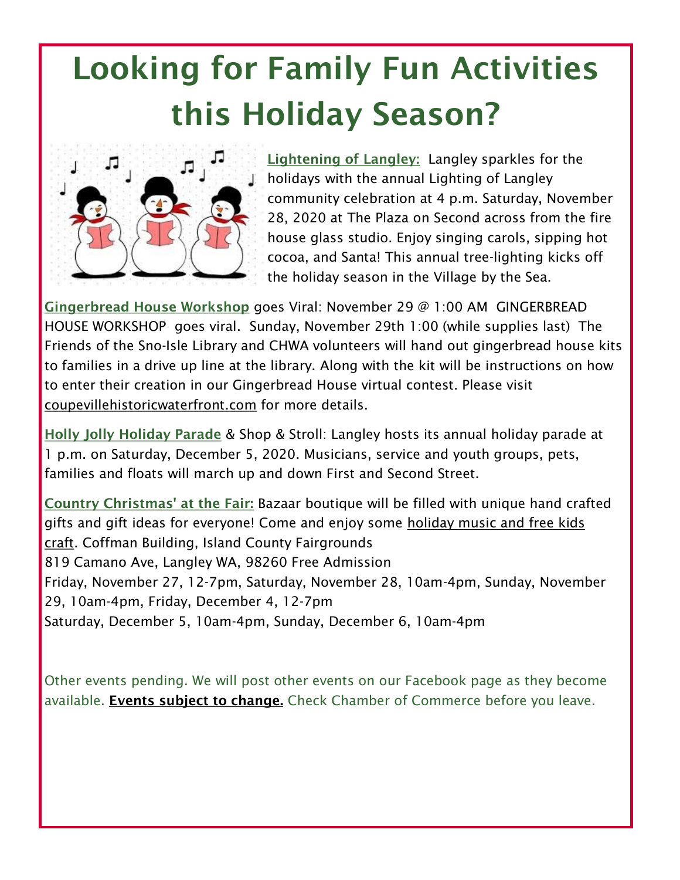# Looking for Family Fun Activities this Holiday Season?

**Lightening of Langley:** Langley sparkles for the holidays with the annual Lighting of Langley community celebration at 4 p.m. Saturday, November 28, 2020 at The Plaza on Second across from the fire house glass studio. Enjoy singing carols, sipping hot cocoa, and Santa! This annual tree-lighting kicks off the holiday season in the Village by the Sea.

**Gingerbread House Workshop** goes Viral: November 29 @ 1:00 AM GINGERBREAD HOUSE WORKSHOP goes viral. Sunday, November 29th 1:00 (while supplies last) The Friends of the Sno-Isle Library and CHWA volunteers will hand out gingerbread house kits to families in a drive up line at the library. Along with the kit will be instructions on how to enter their creation in our Gingerbread House virtual contest. Please visit coupevillehistoricwaterfront.com for more details.

**Holly Jolly Holiday Parade** & Shop & Stroll: Langley hosts its annual holiday parade at 1 p.m. on Saturday, December 5, 2020. Musicians, service and youth groups, pets, families and floats will march up and down First and Second Street.

**Country Christmas' at the Fair:** Bazaar boutique will be filled with unique hand crafted gifts and gift ideas for everyone! Come and enjoy some holiday music and free kids craft. Coffman Building, Island County Fairgrounds
819 Camano Ave, Langley WA, 98260 Free Admission
Friday, November 27, 12-7pm, Saturday, November 28, 10am-4pm, Sunday, November 29, 10am-4pm, Friday, December 4, 12-7pm
Saturday, December 5, 10am-4pm, Sunday, December 6, 10am-4pm

Other events pending. We will post other events on our Facebook page as they become available. **Events subject to change.** Check Chamber of Commerce before you leave.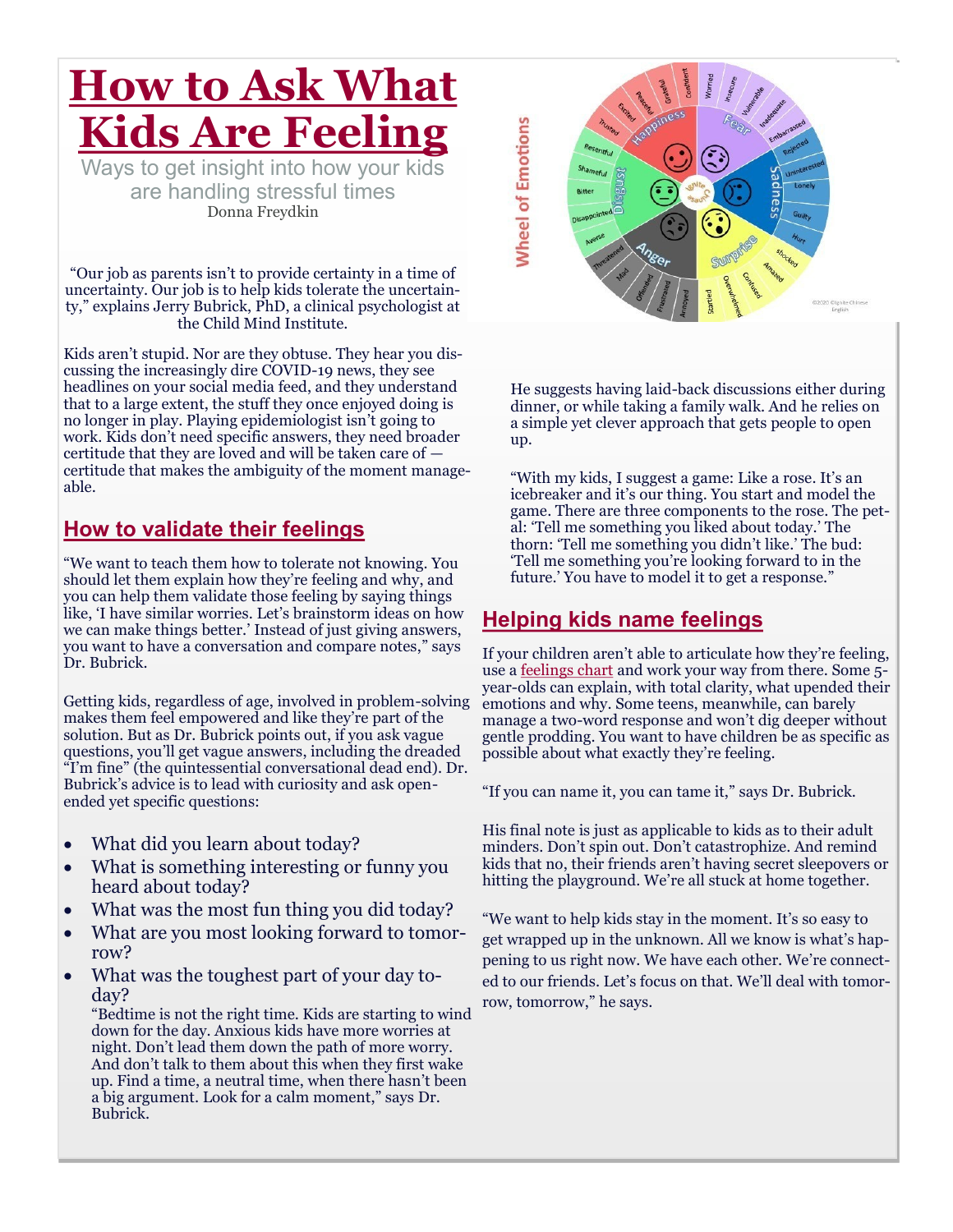# How to Ask What Kids Are Feeling

Ways to get insight into how your kids are handling stressful times

Donna Freydkin

"Our job as parents isn't to provide certainty in a time of uncertainty. Our job is to help kids tolerate the uncertainty," explains Jerry Bubrick, PhD, a clinical psychologist at the Child Mind Institute.

Kids aren't stupid. Nor are they obtuse. They hear you discussing the increasingly dire COVID-19 news, they see headlines on your social media feed, and they understand that to a large extent, the stuff they once enjoyed doing is no longer in play. Playing epidemiologist isn't going to work. Kids don't need specific answers, they need broader certitude that they are loved and will be taken care of — certitude that makes the ambiguity of the moment manageable.

## How to validate their feelings

"We want to teach them how to tolerate not knowing. You should let them explain how they're feeling and why, and you can help them validate those feeling by saying things like, 'I have similar worries. Let's brainstorm ideas on how we can make things better.' Instead of just giving answers, you want to have a conversation and compare notes," says Dr. Bubrick.

Getting kids, regardless of age, involved in problem-solving makes them feel empowered and like they're part of the solution. But as Dr. Bubrick points out, if you ask vague questions, you'll get vague answers, including the dreaded "I'm fine" (the quintessential conversational dead end). Dr. Bubrick's advice is to lead with curiosity and ask open-ended yet specific questions:

- What did you learn about today?
- What is something interesting or funny you heard about today?
- What was the most fun thing you did today?
- What are you most looking forward to tomorrow?
- What was the toughest part of your day today?

  "Bedtime is not the right time. Kids are starting to wind down for the day. Anxious kids have more worries at night. Don't lead them down the path of more worry. And don't talk to them about this when they first wake up. Find a time, a neutral time, when there hasn't been a big argument. Look for a calm moment," says Dr. Bubrick.

**Wheel of Emotions**

He suggests having laid-back discussions either during dinner, or while taking a family walk. And he relies on a simple yet clever approach that gets people to open up.

"With my kids, I suggest a game: Like a rose. It's an icebreaker and it's our thing. You start and model the game. There are three components to the rose. The petal: 'Tell me something you liked about today.' The thorn: 'Tell me something you didn't like.' The bud: 'Tell me something you're looking forward to in the future.' You have to model it to get a response."

## Helping kids name feelings

If your children aren't able to articulate how they're feeling, use a feelings chart and work your way from there. Some 5-year-olds can explain, with total clarity, what upended their emotions and why. Some teens, meanwhile, can barely manage a two-word response and won't dig deeper without gentle prodding. You want to have children be as specific as possible about what exactly they're feeling.

"If you can name it, you can tame it," says Dr. Bubrick.

His final note is just as applicable to kids as to their adult minders. Don't spin out. Don't catastrophize. And remind kids that no, their friends aren't having secret sleepovers or hitting the playground. We're all stuck at home together.

"We want to help kids stay in the moment. It's so easy to get wrapped up in the unknown. All we know is what's happening to us right now. We have each other. We're connected to our friends. Let's focus on that. We'll deal with tomorrow, tomorrow," he says.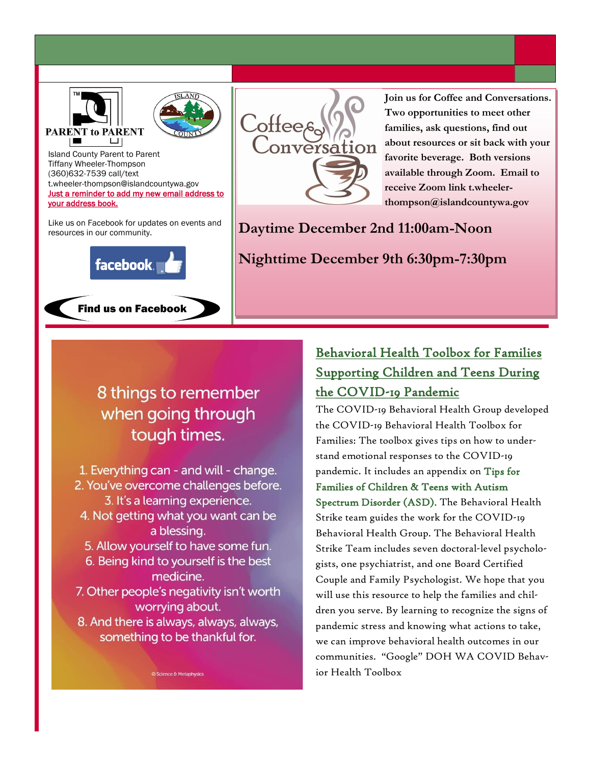PARENT to PARENT

Island County Parent to Parent
Tiffany Wheeler-Thompson
(360)632-7539 call/text
t.wheeler-thompson@islandcountywa.gov
Just a reminder to add my new email address to your address book.

Like us on Facebook for updates on events and resources in our community.

facebook

**Find us on Facebook**

Coffee & Conversation

**Join us for Coffee and Conversations. Two opportunities to meet other families, ask questions, find out about resources or sit back with your favorite beverage. Both versions available through Zoom. Email to receive Zoom link t.wheeler-thompson@islandcountywa.gov**

**Daytime December 2nd 11:00am-Noon**

**Nighttime December 9th 6:30pm-7:30pm**

8 things to remember when going through tough times.

1. Everything can - and will - change.
2. You've overcome challenges before.
3. It's a learning experience.
4. Not getting what you want can be a blessing.
5. Allow yourself to have some fun.
6. Being kind to yourself is the best medicine.
7. Other people's negativity isn't worth worrying about.
8. And there is always, always, always, something to be thankful for.

© Science & Metaphysics

## Behavioral Health Toolbox for Families Supporting Children and Teens During the COVID-19 Pandemic

The COVID-19 Behavioral Health Group developed the COVID-19 Behavioral Health Toolbox for Families: The toolbox gives tips on how to understand emotional responses to the COVID-19 pandemic. It includes an appendix on Tips for Families of Children & Teens with Autism Spectrum Disorder (ASD). The Behavioral Health Strike team guides the work for the COVID-19 Behavioral Health Group. The Behavioral Health Strike Team includes seven doctoral-level psychologists, one psychiatrist, and one Board Certified Couple and Family Psychologist. We hope that you will use this resource to help the families and children you serve. By learning to recognize the signs of pandemic stress and knowing what actions to take, we can improve behavioral health outcomes in our communities. "Google" DOH WA COVID Behavior Health Toolbox